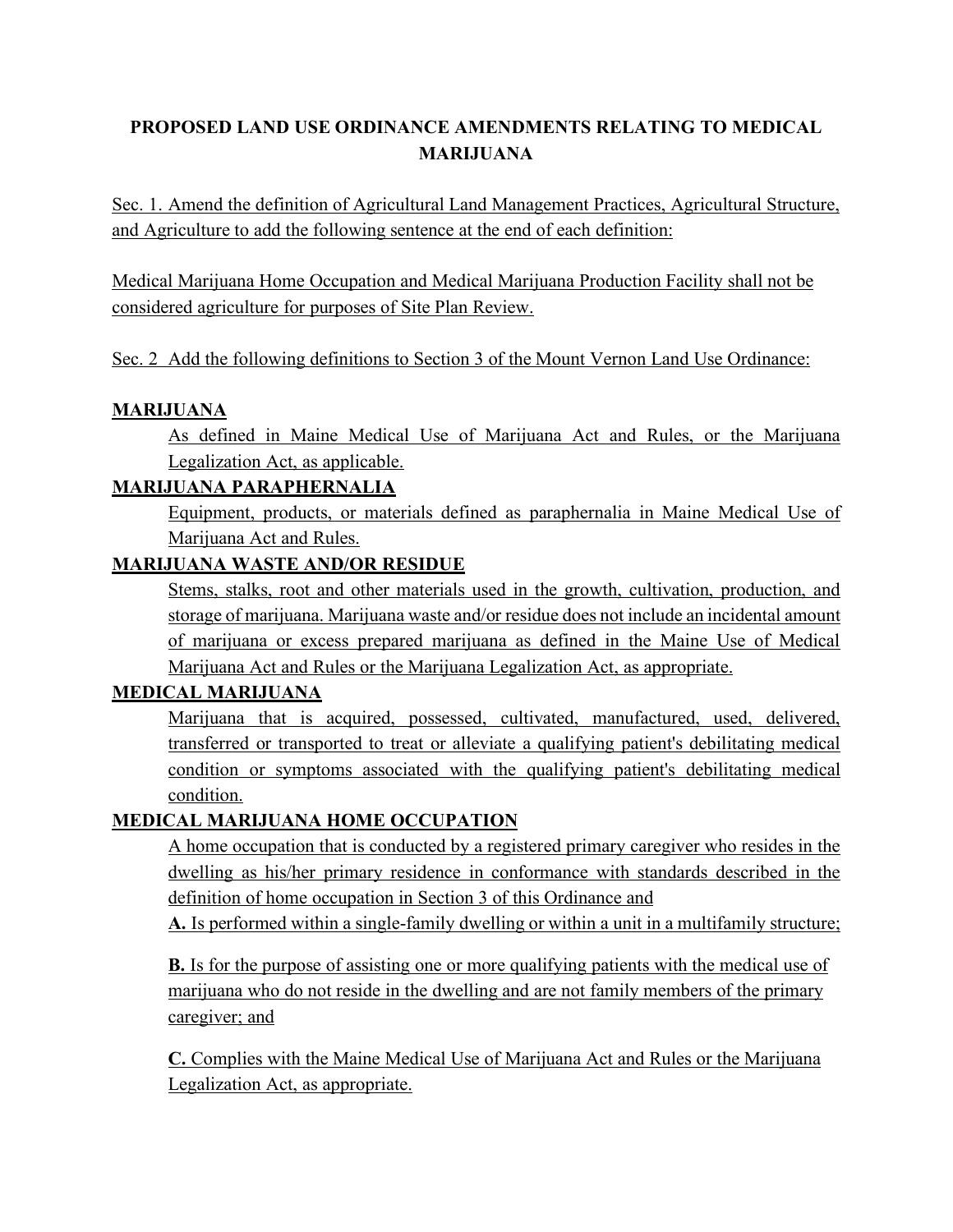# PROPOSED LAND USE ORDINANCE AMENDMENTS RELATING TO MEDICAL MARIJUANA

Sec. 1. Amend the definition of Agricultural Land Management Practices, Agricultural Structure, and Agriculture to add the following sentence at the end of each definition:

Medical Marijuana Home Occupation and Medical Marijuana Production Facility shall not be considered agriculture for purposes of Site Plan Review.

Sec. 2 Add the following definitions to Section 3 of the Mount Vernon Land Use Ordinance:

**MARIJUANA**

As defined in Maine Medical Use of Marijuana Act and Rules, or the Marijuana Legalization Act, as applicable.

**MARIJUANA PARAPHERNALIA**

Equipment, products, or materials defined as paraphernalia in Maine Medical Use of Marijuana Act and Rules.

**MARIJUANA WASTE AND/OR RESIDUE**

Stems, stalks, root and other materials used in the growth, cultivation, production, and storage of marijuana. Marijuana waste and/or residue does not include an incidental amount of marijuana or excess prepared marijuana as defined in the Maine Use of Medical Marijuana Act and Rules or the Marijuana Legalization Act, as appropriate.

**MEDICAL MARIJUANA**

Marijuana that is acquired, possessed, cultivated, manufactured, used, delivered, transferred or transported to treat or alleviate a qualifying patient's debilitating medical condition or symptoms associated with the qualifying patient's debilitating medical condition.

**MEDICAL MARIJUANA HOME OCCUPATION**

A home occupation that is conducted by a registered primary caregiver who resides in the dwelling as his/her primary residence in conformance with standards described in the definition of home occupation in Section 3 of this Ordinance and

**A.** Is performed within a single-family dwelling or within a unit in a multifamily structure;

**B.** Is for the purpose of assisting one or more qualifying patients with the medical use of marijuana who do not reside in the dwelling and are not family members of the primary caregiver; and

**C.** Complies with the Maine Medical Use of Marijuana Act and Rules or the Marijuana Legalization Act, as appropriate.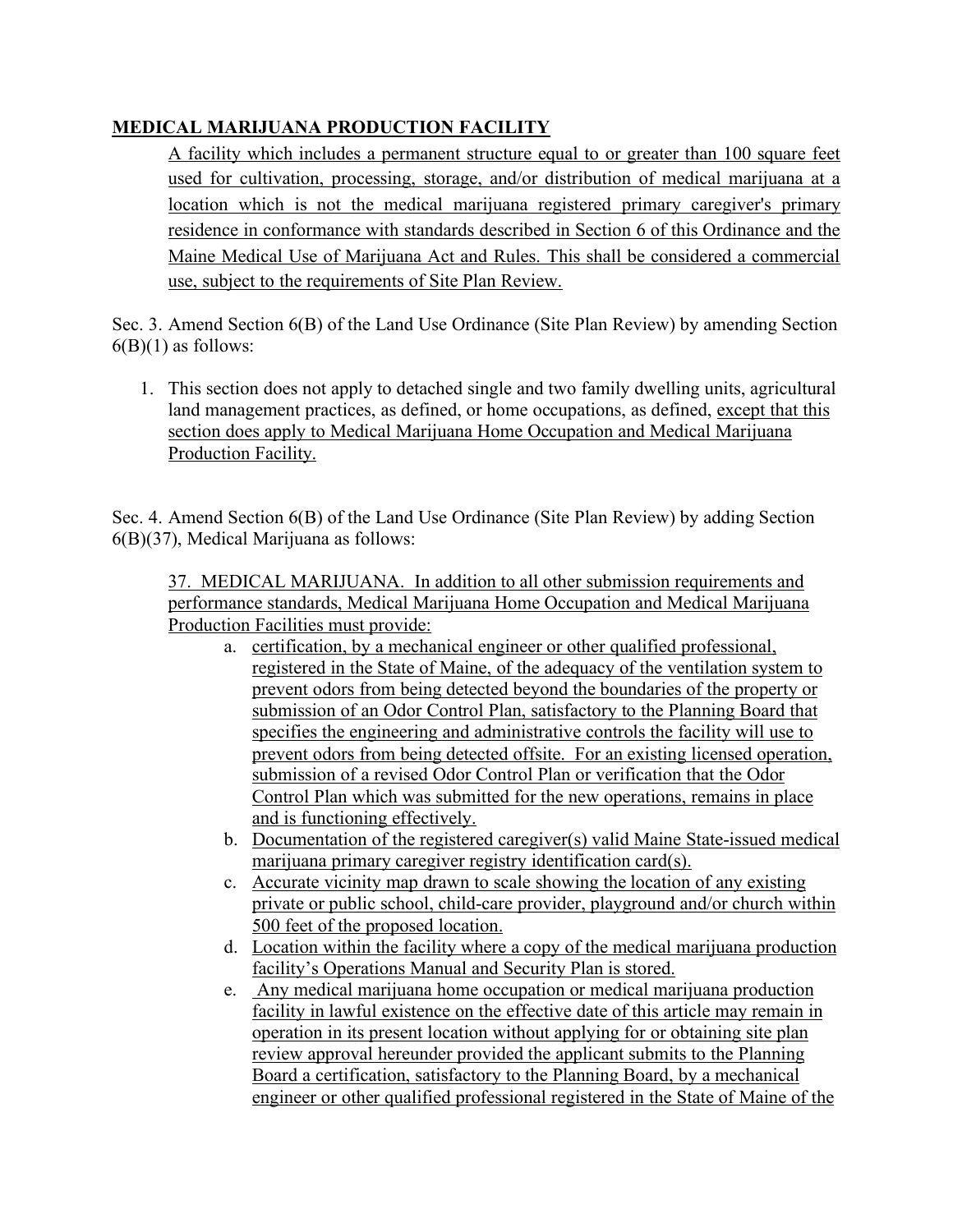**MEDICAL MARIJUANA PRODUCTION FACILITY**

A facility which includes a permanent structure equal to or greater than 100 square feet used for cultivation, processing, storage, and/or distribution of medical marijuana at a location which is not the medical marijuana registered primary caregiver's primary residence in conformance with standards described in Section 6 of this Ordinance and the Maine Medical Use of Marijuana Act and Rules. This shall be considered a commercial use, subject to the requirements of Site Plan Review.

Sec. 3. Amend Section 6(B) of the Land Use Ordinance (Site Plan Review) by amending Section 6(B)(1) as follows:

1. This section does not apply to detached single and two family dwelling units, agricultural land management practices, as defined, or home occupations, as defined, except that this section does apply to Medical Marijuana Home Occupation and Medical Marijuana Production Facility.

Sec. 4. Amend Section 6(B) of the Land Use Ordinance (Site Plan Review) by adding Section 6(B)(37), Medical Marijuana as follows:

37. MEDICAL MARIJUANA. In addition to all other submission requirements and performance standards, Medical Marijuana Home Occupation and Medical Marijuana Production Facilities must provide:

a. certification, by a mechanical engineer or other qualified professional, registered in the State of Maine, of the adequacy of the ventilation system to prevent odors from being detected beyond the boundaries of the property or submission of an Odor Control Plan, satisfactory to the Planning Board that specifies the engineering and administrative controls the facility will use to prevent odors from being detected offsite. For an existing licensed operation, submission of a revised Odor Control Plan or verification that the Odor Control Plan which was submitted for the new operations, remains in place and is functioning effectively.
b. Documentation of the registered caregiver(s) valid Maine State-issued medical marijuana primary caregiver registry identification card(s).
c. Accurate vicinity map drawn to scale showing the location of any existing private or public school, child-care provider, playground and/or church within 500 feet of the proposed location.
d. Location within the facility where a copy of the medical marijuana production facility's Operations Manual and Security Plan is stored.
e. Any medical marijuana home occupation or medical marijuana production facility in lawful existence on the effective date of this article may remain in operation in its present location without applying for or obtaining site plan review approval hereunder provided the applicant submits to the Planning Board a certification, satisfactory to the Planning Board, by a mechanical engineer or other qualified professional registered in the State of Maine of the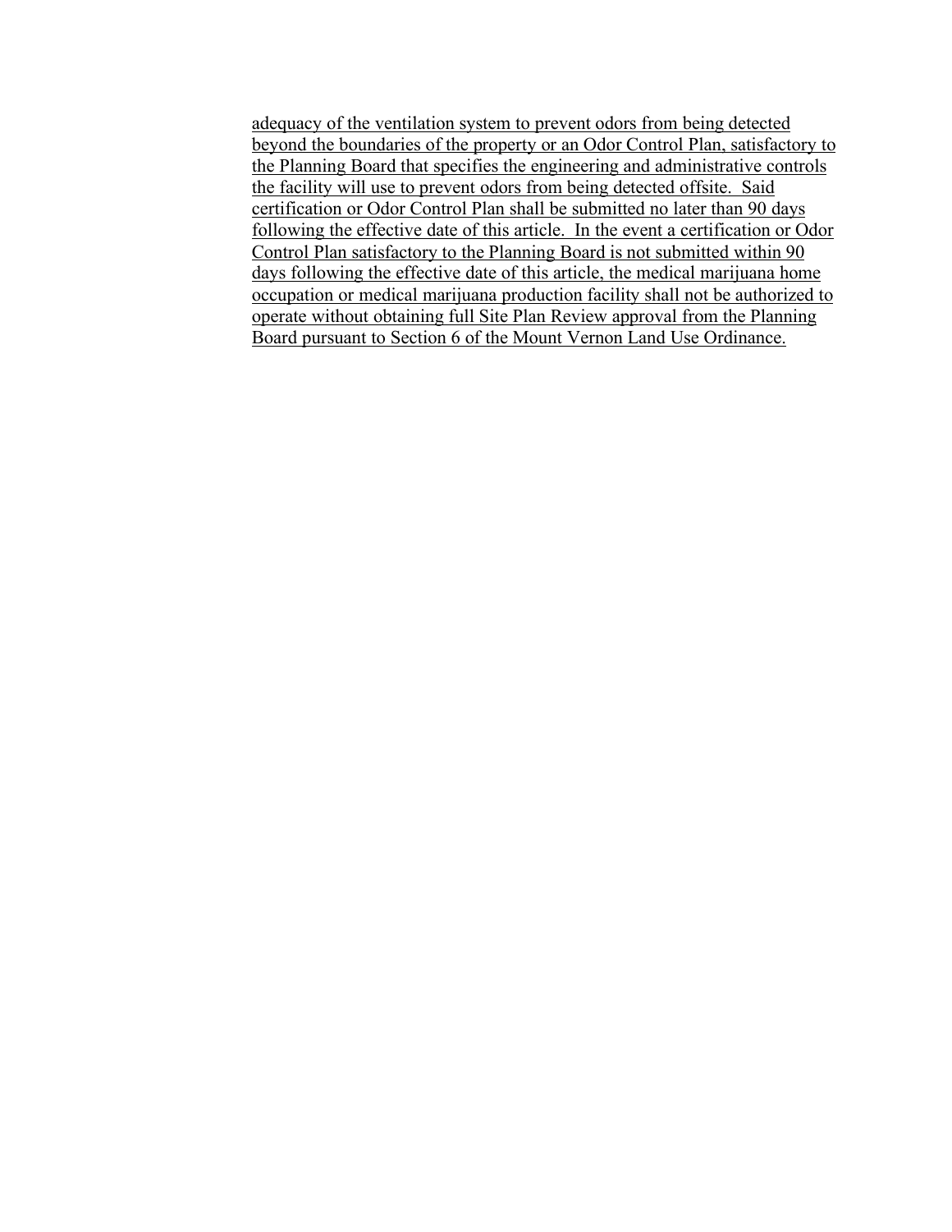adequacy of the ventilation system to prevent odors from being detected beyond the boundaries of the property or an Odor Control Plan, satisfactory to the Planning Board that specifies the engineering and administrative controls the facility will use to prevent odors from being detected offsite. Said certification or Odor Control Plan shall be submitted no later than 90 days following the effective date of this article. In the event a certification or Odor Control Plan satisfactory to the Planning Board is not submitted within 90 days following the effective date of this article, the medical marijuana home occupation or medical marijuana production facility shall not be authorized to operate without obtaining full Site Plan Review approval from the Planning Board pursuant to Section 6 of the Mount Vernon Land Use Ordinance.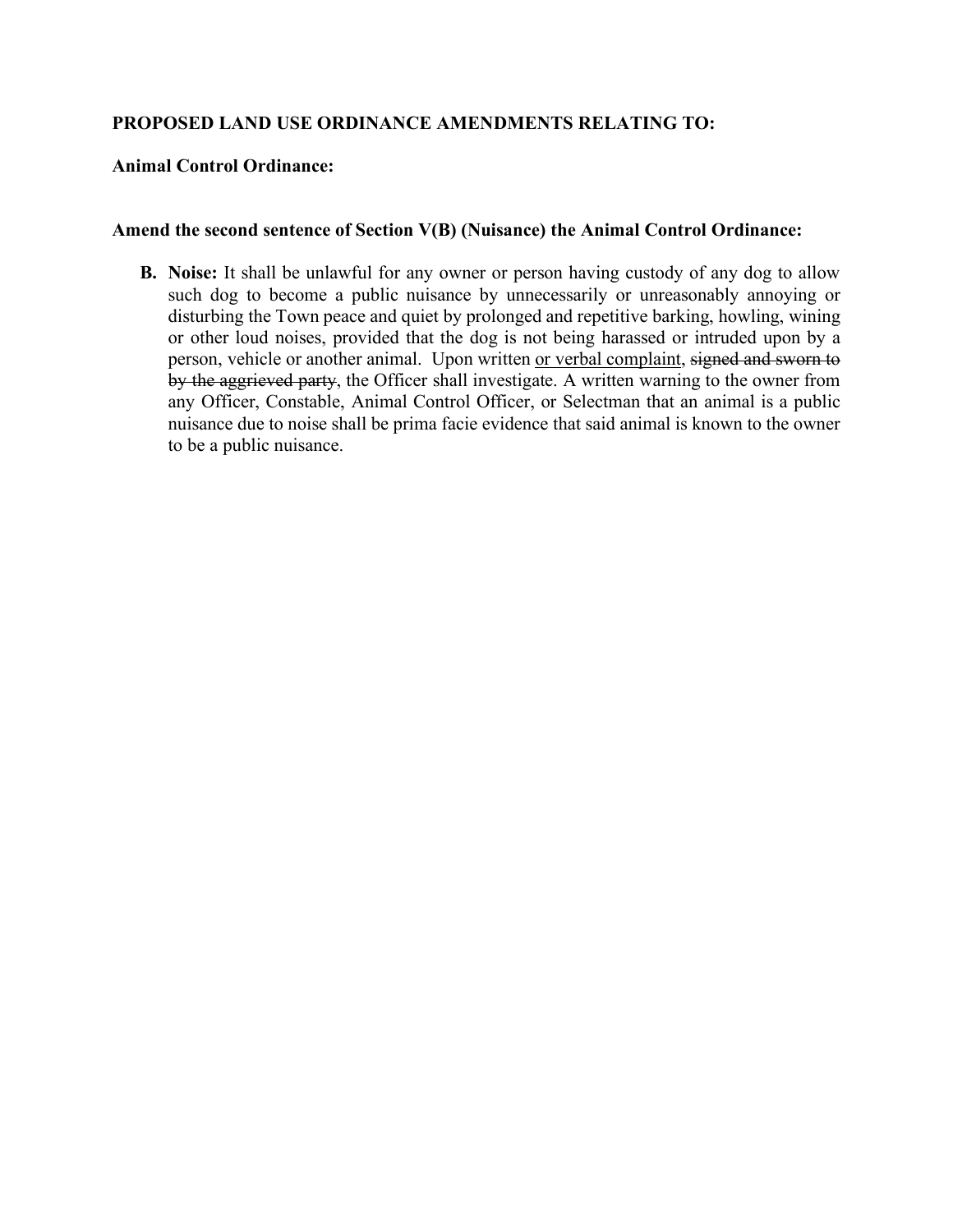**PROPOSED LAND USE ORDINANCE AMENDMENTS RELATING TO:**

**Animal Control Ordinance:**

**Amend the second sentence of Section V(B) (Nuisance) the Animal Control Ordinance:**

**B. Noise:** It shall be unlawful for any owner or person having custody of any dog to allow such dog to become a public nuisance by unnecessarily or unreasonably annoying or disturbing the Town peace and quiet by prolonged and repetitive barking, howling, wining or other loud noises, provided that the dog is not being harassed or intruded upon by a person, vehicle or another animal. Upon written <u>or verbal complaint</u>, ~~signed and sworn to by the aggrieved party~~, the Officer shall investigate. A written warning to the owner from any Officer, Constable, Animal Control Officer, or Selectman that an animal is a public nuisance due to noise shall be prima facie evidence that said animal is known to the owner to be a public nuisance.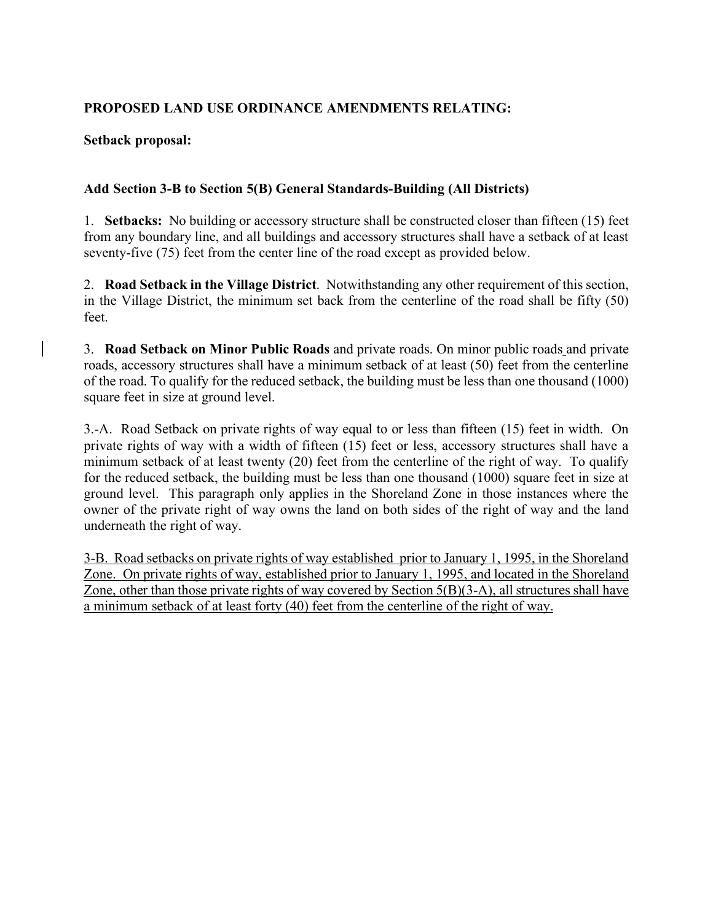**PROPOSED LAND USE ORDINANCE AMENDMENTS RELATING:**

**Setback proposal:**

**Add Section 3-B to Section 5(B) General Standards-Building (All Districts)**

1. **Setbacks:** No building or accessory structure shall be constructed closer than fifteen (15) feet from any boundary line, and all buildings and accessory structures shall have a setback of at least seventy-five (75) feet from the center line of the road except as provided below.

2. **Road Setback in the Village District**. Notwithstanding any other requirement of this section, in the Village District, the minimum set back from the centerline of the road shall be fifty (50) feet.

3. **Road Setback on Minor Public Roads** and private roads. On minor public roads and private roads, accessory structures shall have a minimum setback of at least (50) feet from the centerline of the road. To qualify for the reduced setback, the building must be less than one thousand (1000) square feet in size at ground level.

3.-A. Road Setback on private rights of way equal to or less than fifteen (15) feet in width. On private rights of way with a width of fifteen (15) feet or less, accessory structures shall have a minimum setback of at least twenty (20) feet from the centerline of the right of way. To qualify for the reduced setback, the building must be less than one thousand (1000) square feet in size at ground level. This paragraph only applies in the Shoreland Zone in those instances where the owner of the private right of way owns the land on both sides of the right of way and the land underneath the right of way.

<u>3-B. Road setbacks on private rights of way established prior to January 1, 1995, in the Shoreland Zone. On private rights of way, established prior to January 1, 1995, and located in the Shoreland Zone, other than those private rights of way covered by Section 5(B)(3-A), all structures shall have a minimum setback of at least forty (40) feet from the centerline of the right of way.</u>